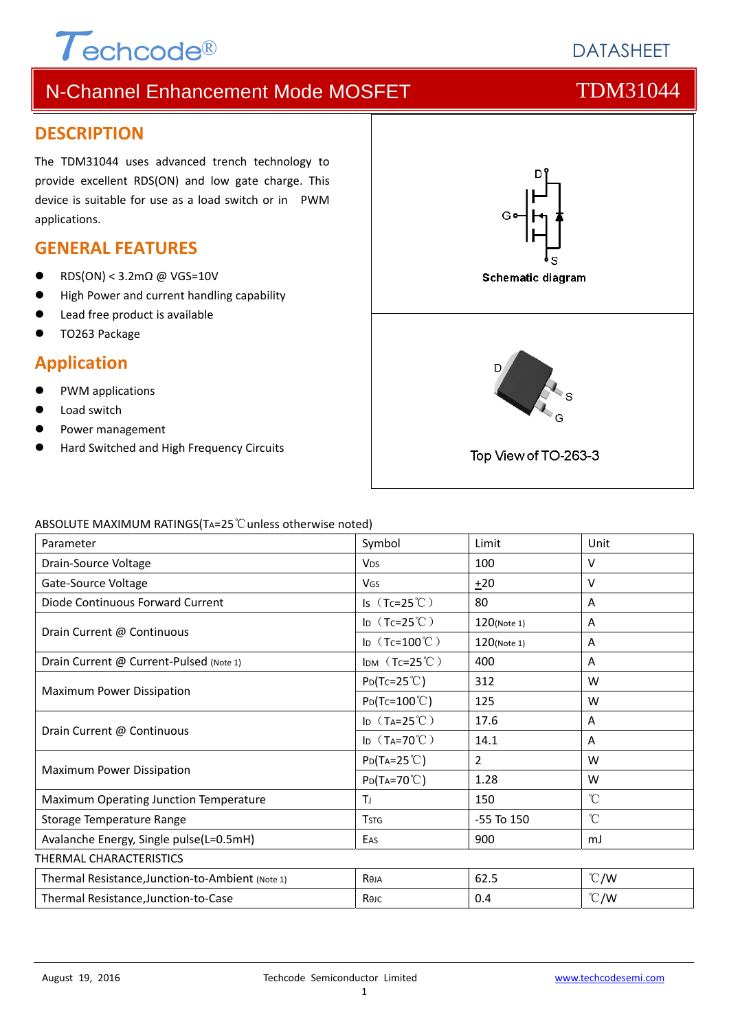Techcode®

DATASHEET

# N-Channel Enhancement Mode MOSFET TDM31044

## DESCRIPTION

The TDM31044 uses advanced trench technology to provide excellent RDS(ON) and low gate charge. This device is suitable for use as a load switch or in PWM applications.

## GENERAL FEATURES

- RDS(ON) < 3.2mΩ @ VGS=10V
- High Power and current handling capability
- Lead free product is available
- TO263 Package

## Application

- PWM applications
- Load switch
- Power management
- Hard Switched and High Frequency Circuits

D
G
S
Schematic diagram

D
S
G
Top View of TO-263-3

ABSOLUTE MAXIMUM RATINGS($T_A$=25℃unless otherwise noted)

| Parameter | Symbol | Limit | Unit |
|---|---|---|---|
| Drain-Source Voltage | $V_{DS}$ | 100 | V |
| Gate-Source Voltage | $V_{GS}$ | ±20 | V |
| Diode Continuous Forward Current | $I_S$（$T_C$=25℃） | 80 | A |
| Drain Current @ Continuous | $I_D$（$T_C$=25℃） | 120(Note 1) | A |
| | $I_D$（$T_C$=100℃） | 120(Note 1) | A |
| Drain Current @ Current-Pulsed (Note 1) | $I_{DM}$（$T_C$=25℃） | 400 | A |
| Maximum Power Dissipation | $P_D$($T_C$=25℃) | 312 | W |
| | $P_D$($T_C$=100℃) | 125 | W |
| Drain Current @ Continuous | $I_D$（$T_A$=25℃） | 17.6 | A |
| | $I_D$（$T_A$=70℃） | 14.1 | A |
| Maximum Power Dissipation | $P_D$($T_A$=25℃) | 2 | W |
| | $P_D$($T_A$=70℃) | 1.28 | W |
| Maximum Operating Junction Temperature | $T_J$ | 150 | ℃ |
| Storage Temperature Range | $T_{STG}$ | -55 To 150 | ℃ |
| Avalanche Energy, Single pulse(L=0.5mH) | $E_{AS}$ | 900 | mJ |

THERMAL CHARACTERISTICS

| | | | |
|---|---|---|---|
| Thermal Resistance,Junction-to-Ambient (Note 1) | $R_{\theta JA}$ | 62.5 | ℃/W |
| Thermal Resistance,Junction-to-Case | $R_{\theta JC}$ | 0.4 | ℃/W |

August 19, 2016 Techcode Semiconductor Limited www.techcodesemi.com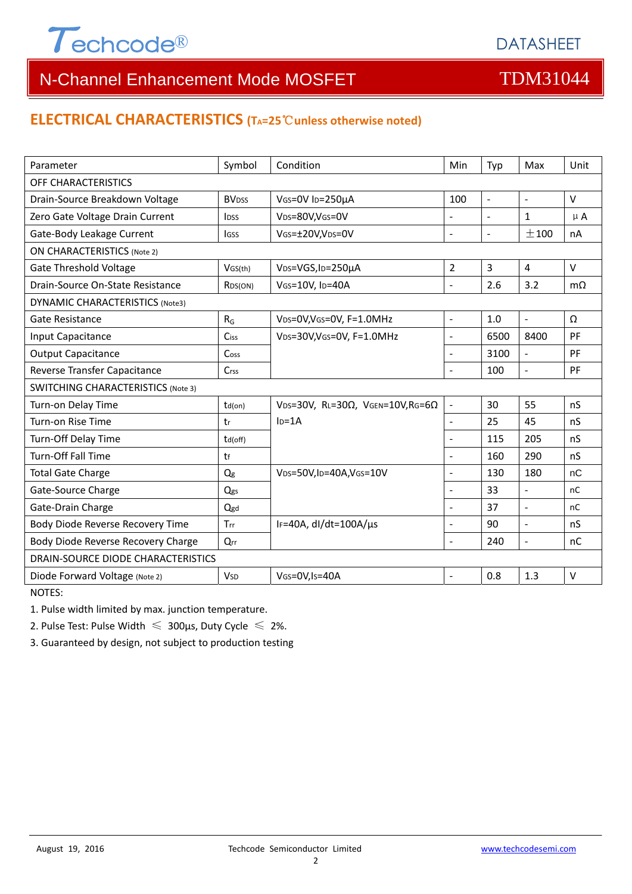## ELECTRICAL CHARACTERISTICS ($T_A$=25℃unless otherwise noted)

| Parameter | Symbol | Condition | Min | Typ | Max | Unit |
|---|---|---|---|---|---|---|
| OFF CHARACTERISTICS | | | | | | |
| Drain-Source Breakdown Voltage | $BV_{DSS}$ | $V_{GS}$=0V $I_D$=250μA | 100 | - | - | V |
| Zero Gate Voltage Drain Current | $I_{DSS}$ | $V_{DS}$=80V,$V_{GS}$=0V | - | - | 1 | μA |
| Gate-Body Leakage Current | $I_{GSS}$ | $V_{GS}$=±20V,$V_{DS}$=0V | - | - | ±100 | nA |
| ON CHARACTERISTICS (Note 2) | | | | | | |
| Gate Threshold Voltage | $V_{GS(th)}$ | $V_{DS}$=VGS,$I_D$=250μA | 2 | 3 | 4 | V |
| Drain-Source On-State Resistance | $R_{DS(ON)}$ | $V_{GS}$=10V, $I_D$=40A | - | 2.6 | 3.2 | mΩ |
| DYNAMIC CHARACTERISTICS (Note3) | | | | | | |
| Gate Resistance | $R_G$ | $V_{DS}$=0V,$V_{GS}$=0V, F=1.0MHz | - | 1.0 | - | Ω |
| Input Capacitance | $C_{iss}$ | $V_{DS}$=30V,$V_{GS}$=0V, F=1.0MHz | - | 6500 | 8400 | PF |
| Output Capacitance | $C_{oss}$ | | - | 3100 | - | PF |
| Reverse Transfer Capacitance | $C_{rss}$ | | - | 100 | - | PF |
| SWITCHING CHARACTERISTICS (Note 3) | | | | | | |
| Turn-on Delay Time | $t_{d(on)}$ | $V_{DS}$=30V, $R_L$=30Ω, $V_{GEN}$=10V,$R_G$=6Ω $I_D$=1A | - | 30 | 55 | nS |
| Turn-on Rise Time | $t_r$ | | - | 25 | 45 | nS |
| Turn-Off Delay Time | $t_{d(off)}$ | | - | 115 | 205 | nS |
| Turn-Off Fall Time | $t_f$ | | - | 160 | 290 | nS |
| Total Gate Charge | $Q_g$ | $V_{DS}$=50V,$I_D$=40A,$V_{GS}$=10V | - | 130 | 180 | nC |
| Gate-Source Charge | $Q_{gs}$ | | - | 33 | - | nC |
| Gate-Drain Charge | $Q_{gd}$ | | - | 37 | - | nC |
| Body Diode Reverse Recovery Time | $T_{rr}$ | $I_F$=40A, dI/dt=100A/μs | - | 90 | - | nS |
| Body Diode Reverse Recovery Charge | $Q_{rr}$ | | - | 240 | - | nC |
| DRAIN-SOURCE DIODE CHARACTERISTICS | | | | | | |
| Diode Forward Voltage (Note 2) | $V_{SD}$ | $V_{GS}$=0V,$I_S$=40A | - | 0.8 | 1.3 | V |

NOTES:

1. Pulse width limited by max. junction temperature.
2. Pulse Test: Pulse Width ≤ 300μs, Duty Cycle ≤ 2%.
3. Guaranteed by design, not subject to production testing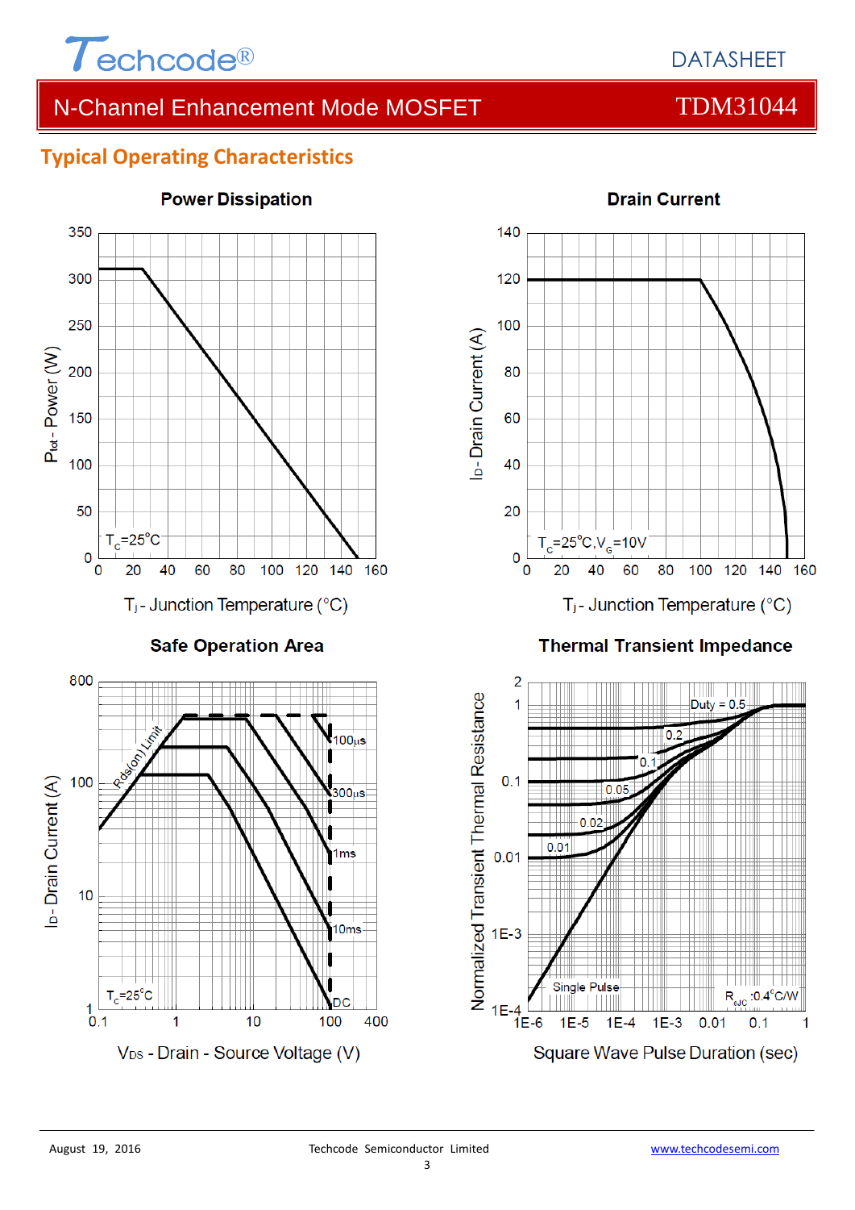## Typical Operating Characteristics

### Power Dissipation

350
300
250
200
150
100
50
0

0 20 40 60 80 100 120 140 160

$P_{tot}$ - Power (W)

$T_C$=25°C

$T_j$ - Junction Temperature (°C)

### Drain Current

140
120
100
80
60
40
20
0

0 20 40 60 80 100 120 140 160

$I_D$ - Drain Current (A)

$T_C$=25°C,$V_G$=10V

$T_j$ - Junction Temperature (°C)

### Safe Operation Area

800
100
10
1

0.1 1 10 100 400

$I_D$ - Drain Current (A)

Rds(on) Limit

100μs
300μs
1ms
10ms
DC

$T_C$=25°C

$V_{DS}$ - Drain - Source Voltage (V)

### Thermal Transient Impedance

2
1
0.1
0.01
1E-3
1E-4

1E-6 1E-5 1E-4 1E-3 0.01 0.1 1

Normalized Transient Thermal Resistance

Duty = 0.5
0.2
0.1
0.05
0.02
0.01
Single Pulse

$R_{\theta JC}$ :0.4°C/W

Square Wave Pulse Duration (sec)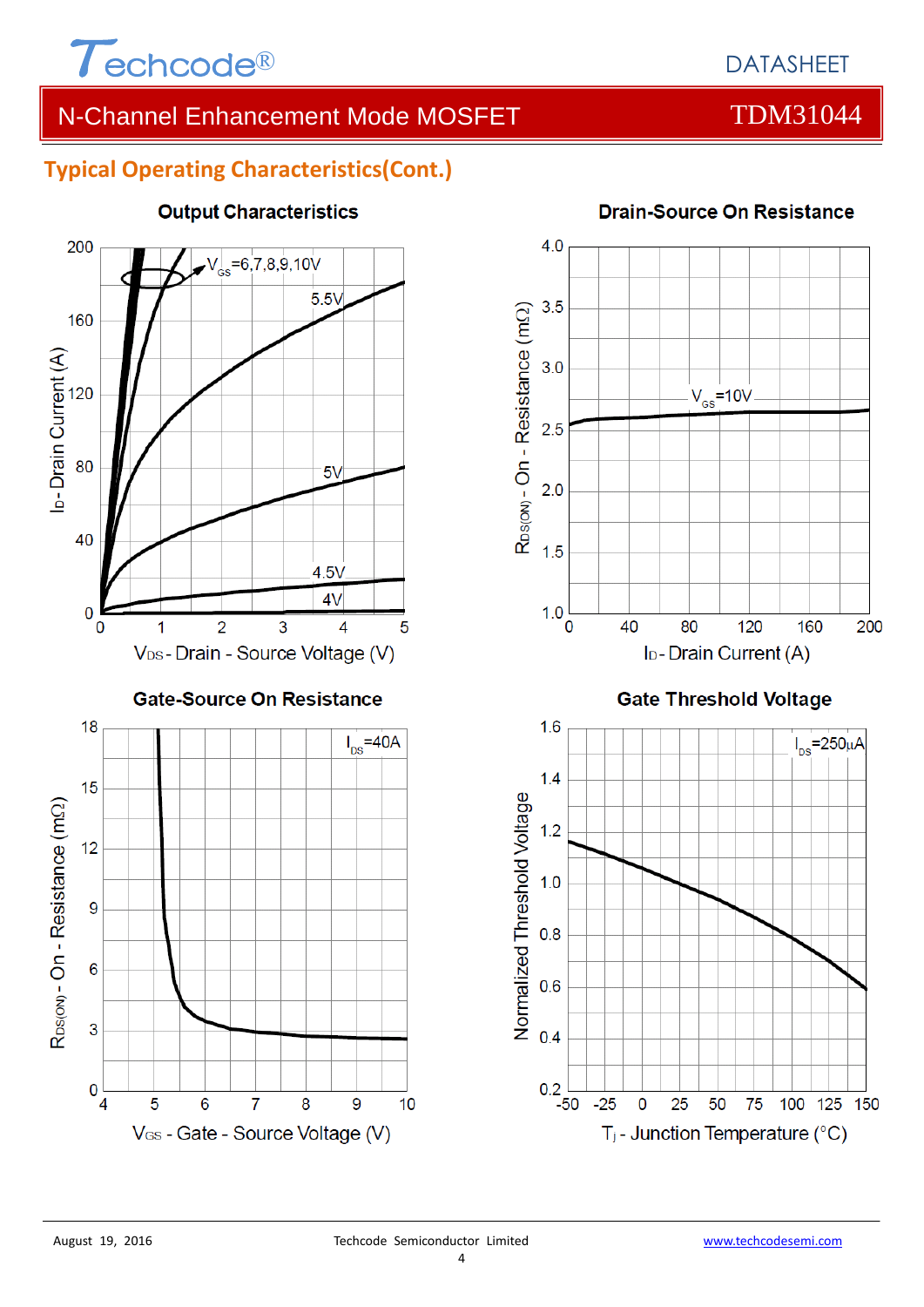## Typical Operating Characteristics(Cont.)

**Output Characteristics**

$V_{GS}$=6,7,8,9,10V

5.5V

5V

4.5V

4V

$I_D$ - Drain Current (A)

200 160 120 80 40 0

0 1 2 3 4 5

$V_{DS}$ - Drain - Source Voltage (V)

**Drain-Source On Resistance**

$V_{GS}$=10V

$R_{DS(ON)}$ - On - Resistance (mΩ)

4.0 3.5 3.0 2.5 2.0 1.5 1.0

0 40 80 120 160 200

$I_D$ - Drain Current (A)

**Gate-Source On Resistance**

$I_{DS}$=40A

$R_{DS(ON)}$ - On - Resistance (mΩ)

18 15 12 9 6 3 0

4 5 6 7 8 9 10

$V_{GS}$ - Gate - Source Voltage (V)

**Gate Threshold Voltage**

$I_{DS}$=250μA

Normalized Threshold Voltage

1.6 1.4 1.2 1.0 0.8 0.6 0.4 0.2

-50 -25 0 25 50 75 100 125 150

$T_j$ - Junction Temperature (°C)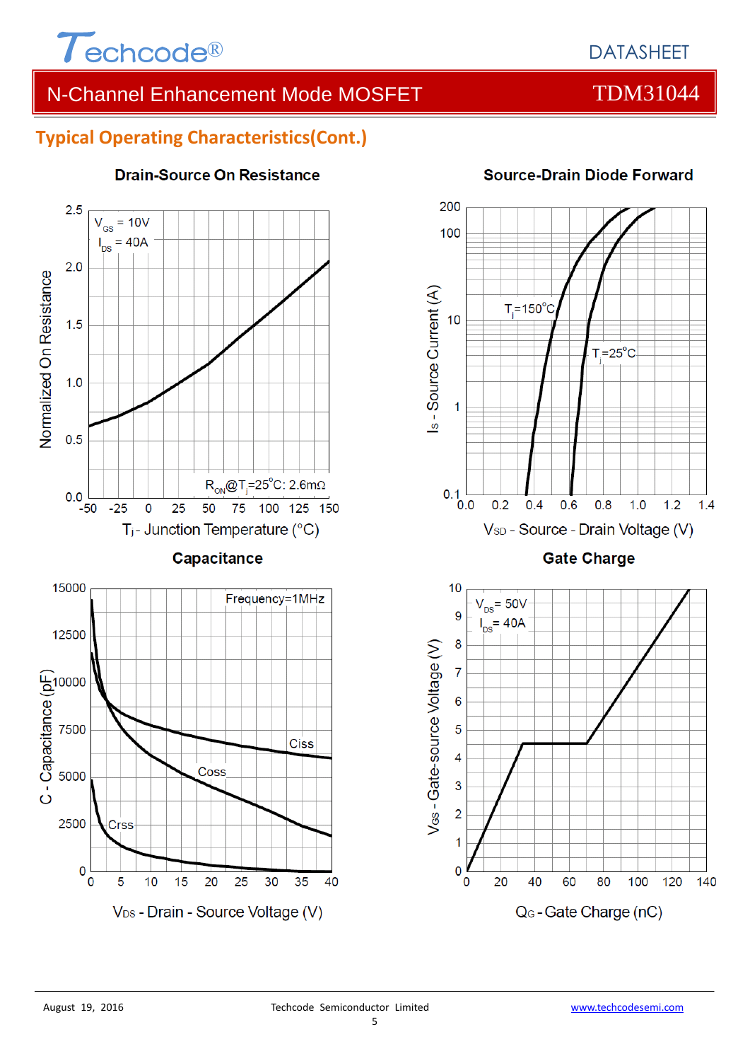## Typical Operating Characteristics(Cont.)

**Drain-Source On Resistance**

$V_{GS}$ = 10V
$I_{DS}$ = 40A

$R_{ON}$@$T_j$=25°C: 2.6mΩ

Normalized On Resistance

2.5
2.0
1.5
1.0
0.5
0.0

-50 -25 0 25 50 75 100 125 150

$T_j$ - Junction Temperature (°C)

**Source-Drain Diode Forward**

$T_j$=150°C
$T_j$=25°C

$I_S$ - Source Current (A)

200
100
10
1
0.1

0.0 0.2 0.4 0.6 0.8 1.0 1.2 1.4

$V_{SD}$ - Source - Drain Voltage (V)

**Capacitance**

Frequency=1MHz

Ciss
Coss
Crss

C - Capacitance (pF)

15000
12500
10000
7500
5000
2500
0

0 5 10 15 20 25 30 35 40

$V_{DS}$ - Drain - Source Voltage (V)

**Gate Charge**

$V_{DS}$= 50V
$I_{DS}$= 40A

$V_{GS}$ - Gate-source Voltage (V)

10
9
8
7
6
5
4
3
2
1
0

0 20 40 60 80 100 120 140

$Q_G$ - Gate Charge (nC)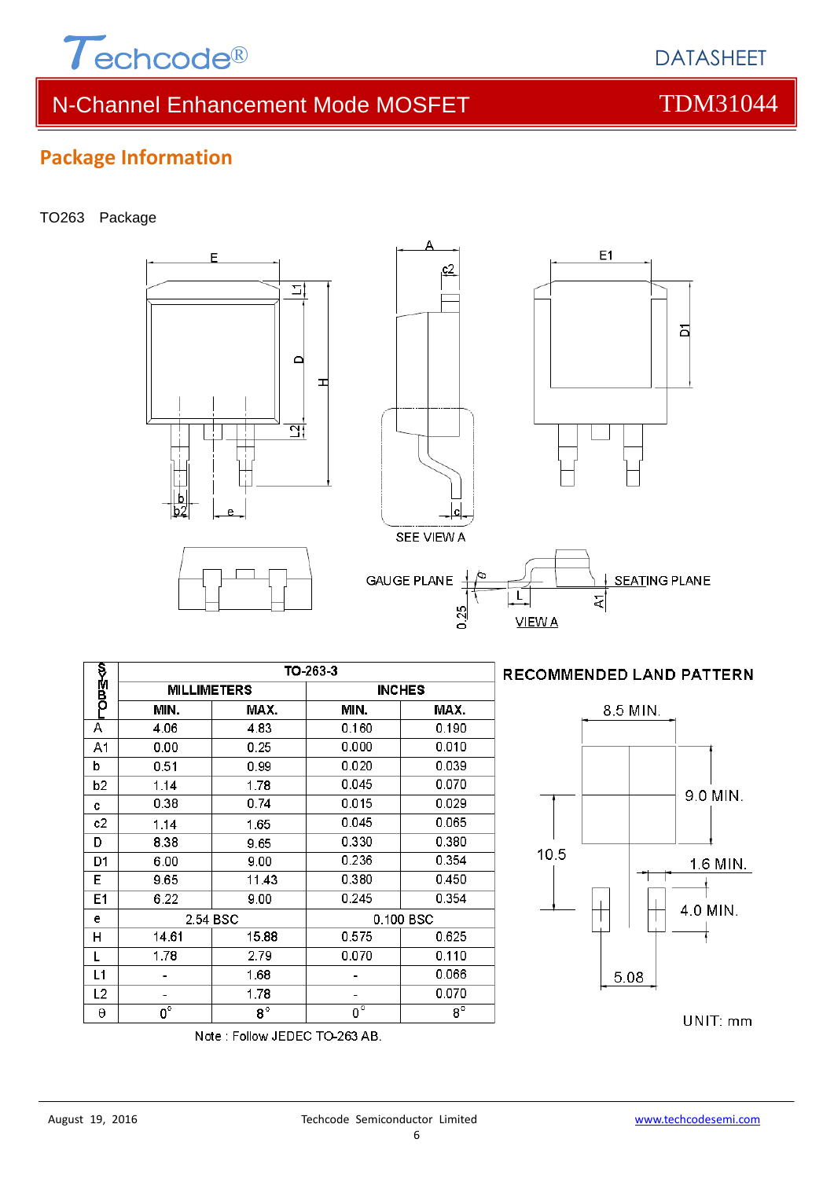## Package Information

TO263 Package

GAUGE PLANE

SEATING PLANE

SEE VIEW A

VIEW A

| SYMBOL | TO-263-3 | | | |
|---|---|---|---|---|
| | MILLIMETERS | | INCHES | |
| | MIN. | MAX. | MIN. | MAX. |
| A | 4.06 | 4.83 | 0.160 | 0.190 |
| A1 | 0.00 | 0.25 | 0.000 | 0.010 |
| b | 0.51 | 0.99 | 0.020 | 0.039 |
| b2 | 1.14 | 1.78 | 0.045 | 0.070 |
| c | 0.38 | 0.74 | 0.015 | 0.029 |
| c2 | 1.14 | 1.65 | 0.045 | 0.065 |
| D | 8.38 | 9.65 | 0.330 | 0.380 |
| D1 | 6.00 | 9.00 | 0.236 | 0.354 |
| E | 9.65 | 11.43 | 0.380 | 0.450 |
| E1 | 6.22 | 9.00 | 0.245 | 0.354 |
| e | 2.54 BSC | | 0.100 BSC | |
| H | 14.61 | 15.88 | 0.575 | 0.625 |
| L | 1.78 | 2.79 | 0.070 | 0.110 |
| L1 | - | 1.68 | - | 0.066 |
| L2 | - | 1.78 | - | 0.070 |
| θ | 0° | 8° | 0° | 8° |

Note : Follow JEDEC TO-263 AB.

**RECOMMENDED LAND PATTERN**

8.5 MIN.

9.0 MIN.

10.5

1.6 MIN.

4.0 MIN.

5.08

UNIT: mm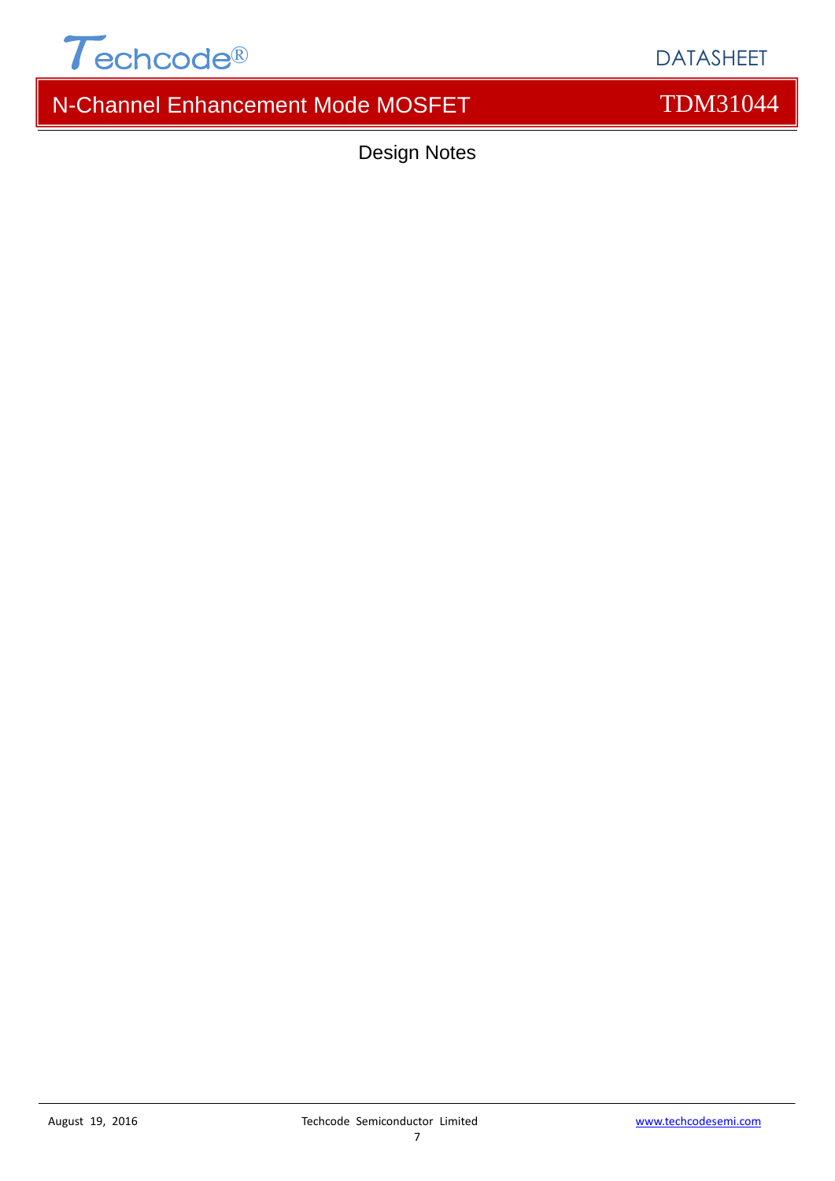Design Notes